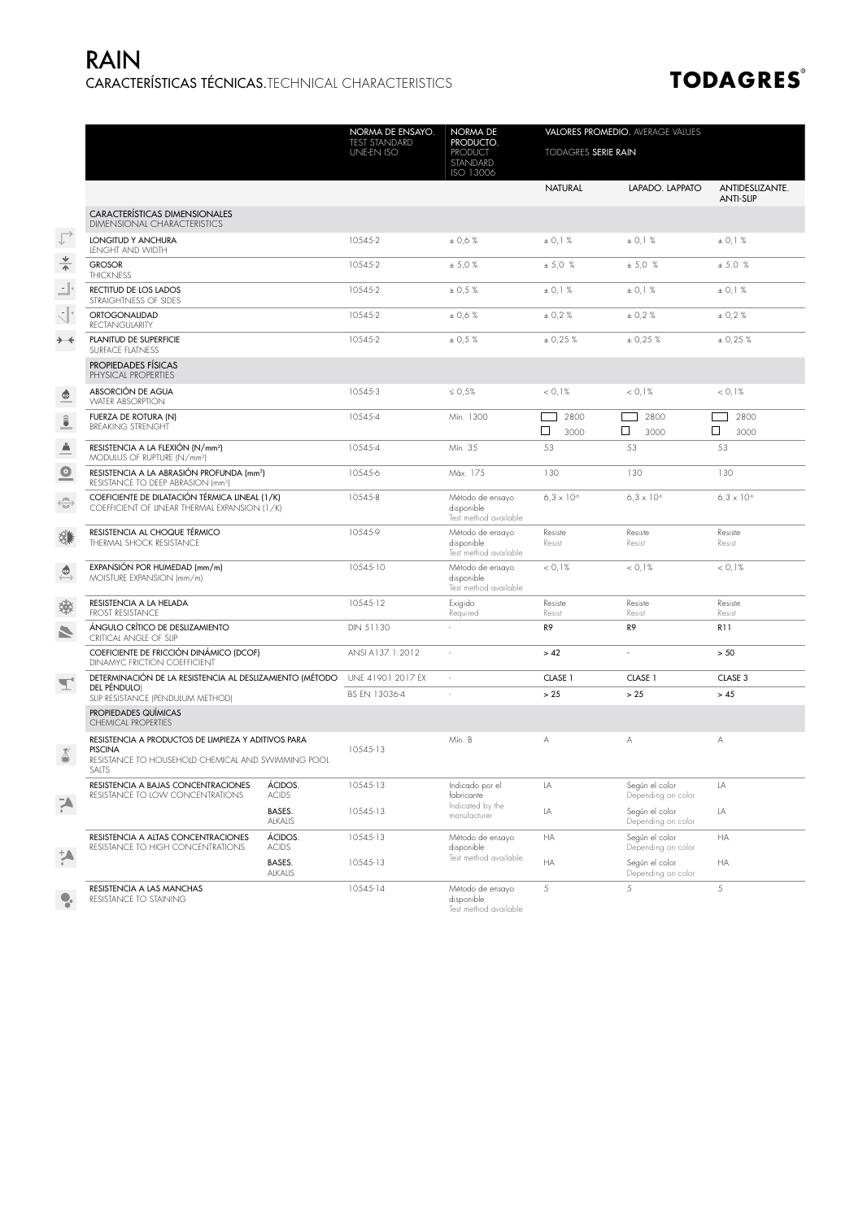# RAIN

## CARACTERÍSTICAS TÉCNICAS. TECHNICAL CHARACTERISTICS

**TODAGRES®**

| | | NORMA DE ENSAYO. TEST STANDARD UNE-EN ISO | NORMA DE PRODUCTO. PRODUCT STANDARD ISO 13006 | VALORES PROMEDIO. AVERAGE VALUES TODAGRES SERIE RAIN | | |
|---|---|---|---|---|---|---|
| | | | | NATURAL | LAPADO. LAPPATO | ANTIDESLIZANTE. ANTI-SLIP |
| **CARACTERÍSTICAS DIMENSIONALES** DIMENSIONAL CHARACTERISTICS | | | | | | |
| LONGITUD Y ANCHURA LENGHT AND WIDTH | | 10545-2 | ± 0,6 % | ± 0,1 % | ± 0,1 % | ± 0,1 % |
| GROSOR THICKNESS | | 10545-2 | ± 5,0 % | ± 5,0 % | ± 5,0 % | ± 5,0 % |
| RECTITUD DE LOS LADOS STRAIGHTNESS OF SIDES | | 10545-2 | ± 0,5 % | ± 0,1 % | ± 0,1 % | ± 0,1 % |
| ORTOGONALIDAD RECTANGULARITY | | 10545-2 | ± 0,6 % | ± 0,2 % | ± 0,2 % | ± 0,2 % |
| PLANITUD DE SUPERFICIE SURFACE FLATNESS | | 10545-2 | ± 0,5 % | ± 0,25 % | ± 0,25 % | ± 0,25 % |
| **PROPIEDADES FÍSICAS** PHYSICAL PROPERTIES | | | | | | |
| ABSORCIÓN DE AGUA WATER ABSORPTION | | 10545-3 | ≤ 0,5% | < 0,1% | < 0,1% | < 0,1% |
| FUERZA DE ROTURA (N) BREAKING STRENGHT | | 10545-4 | Mín. 1300 | ▭ 2800 / □ 3000 | ▭ 2800 / □ 3000 | ▭ 2800 / □ 3000 |
| RESISTENCIA A LA FLEXIÓN (N/mm²) MODULUS OF RUPTURE (N/mm²) | | 10545-4 | Mín. 35 | 53 | 53 | 53 |
| RESISTENCIA A LA ABRASIÓN PROFUNDA (mm³) RESISTANCE TO DEEP ABRASION (mm³) | | 10545-6 | Máx. 175 | 130 | 130 | 130 |
| COEFICIENTE DE DILATACIÓN TÉRMICA LINEAL (1/K) COEFFICIENT OF LINEAR THERMAL EXPANSION (1/K) | | 10545-8 | Método de ensayo disponible Test method available | $6,3 \times 10^{-6}$ | $6,3 \times 10^{-6}$ | $6,3 \times 10^{-6}$ |
| RESISTENCIA AL CHOQUE TÉRMICO THERMAL SHOCK RESISTANCE | | 10545-9 | Método de ensayo disponible Test method available | Resiste Resist | Resiste Resist | Resiste Resist |
| EXPANSIÓN POR HUMEDAD (mm/m) MOISTURE EXPANSION (mm/m) | | 10545-10 | Método de ensayo disponible Test method available | < 0,1% | < 0,1% | < 0,1% |
| RESISTENCIA A LA HELADA FROST RESISTANCE | | 10545-12 | Exigido Required | Resiste Resist | Resiste Resist | Resiste Resist |
| ÁNGULO CRÍTICO DE DESLIZAMIENTO CRITICAL ANGLE OF SLIP | | DIN 51130 | - | R9 | R9 | R11 |
| COEFICIENTE DE FRICCIÓN DINÁMICO (DCOF) DINAMYC FRICTION COEFFICIENT | | ANSI A137.1:2012 | - | > 42 | - | > 50 |
| DETERMINACIÓN DE LA RESISTENCIA AL DESLIZAMIENTO (MÉTODO DEL PÉNDULO) SLIP RESISTANCE (PENDULUM METHOD) | | UNE 41901 2017 EX | - | CLASE 1 | CLASE 1 | CLASE 3 |
| | | BS EN 13036-4 | - | > 25 | > 25 | > 45 |
| **PROPIEDADES QUÍMICAS** CHEMICAL PROPERTIES | | | | | | |
| RESISTENCIA A PRODUCTOS DE LIMPIEZA Y ADITIVOS PARA PISCINA RESISTANCE TO HOUSEHOLD CHEMICAL AND SWIMMING POOL SALTS | | 10545-13 | Mín. B | A | A | A |
| RESISTENCIA A BAJAS CONCENTRACIONES RESISTANCE TO LOW CONCENTRATIONS | ÁCIDOS. ACIDS | 10545-13 | Indicado por el fabricante Indicated by the manufacturer | LA | Según el color Depending on color | LA |
| | BASES. ALKALIS | 10545-13 | | LA | Según el color Depending on color | LA |
| RESISTENCIA A ALTAS CONCENTRACIONES RESISTANCE TO HIGH CONCENTRATIONS | ÁCIDOS. ACIDS | 10545-13 | Método de ensayo disponible Test method available | HA | Según el color Depending on color | HA |
| | BASES. ALKALIS | 10545-13 | | HA | Según el color Depending on color | HA |
| RESISTENCIA A LAS MANCHAS RESISTANCE TO STAINING | | 10545-14 | Método de ensayo disponible Test method available | 5 | 5 | 5 |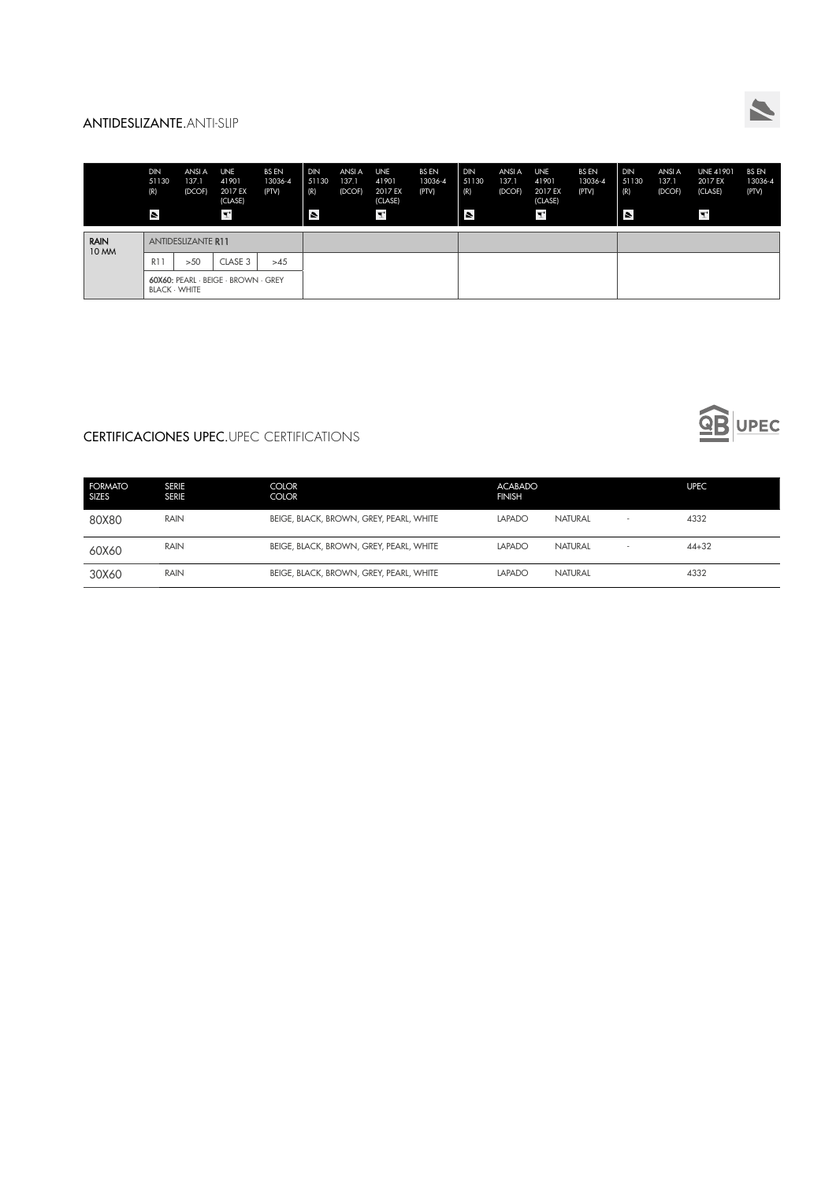## ANTIDESLIZANTE.ANTI-SLIP

| | DIN 51130 (R) | ANSI A 137.1 (DCOF) | UNE 41901 2017 EX (CLASE) | BS EN 13036-4 (PTV) | DIN 51130 (R) | ANSI A 137.1 (DCOF) | UNE 41901 2017 EX (CLASE) | BS EN 13036-4 (PTV) | DIN 51130 (R) | ANSI A 137.1 (DCOF) | UNE 41901 2017 EX (CLASE) | BS EN 13036-4 (PTV) | DIN 51130 (R) | ANSI A 137.1 (DCOF) | UNE 41901 2017 EX (CLASE) | BS EN 13036-4 (PTV) |
|---|---|---|---|---|---|---|---|---|---|---|---|---|---|---|---|---|
| **RAIN** 10 MM | ANTIDESLIZANTE **R11** | | | | | | | | | | | | | | | |
| | R11 | >50 | CLASE 3 | >45 | | | | | | | | | | | | |
| | **60X60:** PEARL · BEIGE · BROWN · GREY BLACK · WHITE | | | | | | | | | | | | | | | |

## CERTIFICACIONES UPEC.UPEC CERTIFICATIONS

QB UPEC

| FORMATO SIZES | SERIE SERIE | COLOR COLOR | ACABADO FINISH | | | UPEC |
|---|---|---|---|---|---|---|
| 80X80 | RAIN | BEIGE, BLACK, BROWN, GREY, PEARL, WHITE | LAPADO | NATURAL | - | 4332 |
| 60X60 | RAIN | BEIGE, BLACK, BROWN, GREY, PEARL, WHITE | LAPADO | NATURAL | - | 44+32 |
| 30X60 | RAIN | BEIGE, BLACK, BROWN, GREY, PEARL, WHITE | LAPADO | NATURAL | | 4332 |